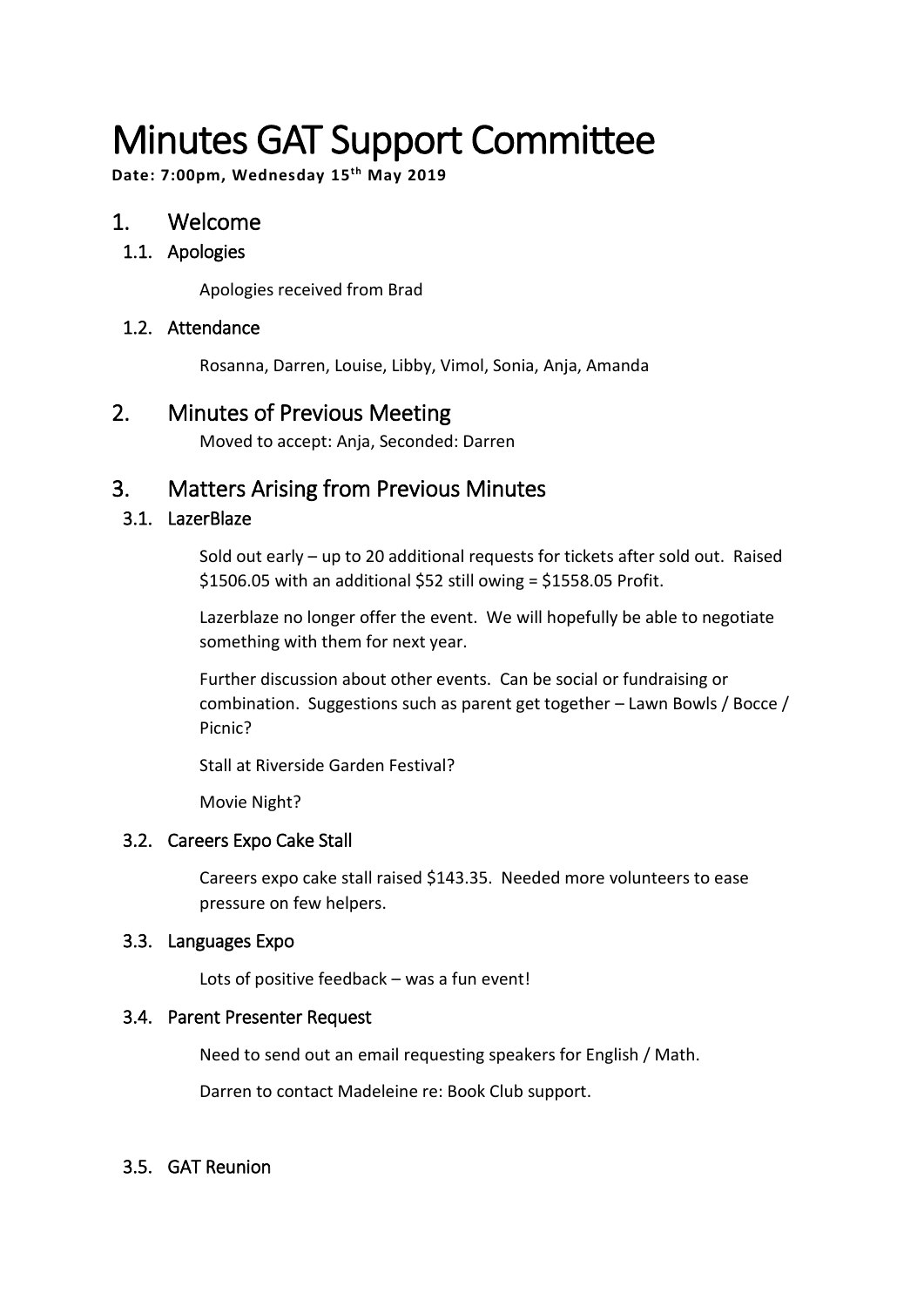# Minutes GAT Support Committee

**Date: 7:00pm, Wednesday 15th May 2019**

## 1. Welcome

### 1.1. Apologies

Apologies received from Brad

### 1.2. Attendance

Rosanna, Darren, Louise, Libby, Vimol, Sonia, Anja, Amanda

## 2. Minutes of Previous Meeting

Moved to accept: Anja, Seconded: Darren

## 3. Matters Arising from Previous Minutes

### 3.1. LazerBlaze

Sold out early – up to 20 additional requests for tickets after sold out. Raised $1506.05 with an additional $52 still owing = $1558.05 Profit.

Lazerblaze no longer offer the event. We will hopefully be able to negotiate something with them for next year.

Further discussion about other events. Can be social or fundraising or combination. Suggestions such as parent get together – Lawn Bowls / Bocce / Picnic?

Stall at Riverside Garden Festival?

Movie Night?

### 3.2. Careers Expo Cake Stall

Careers expo cake stall raised $143.35. Needed more volunteers to ease pressure on few helpers.

### 3.3. Languages Expo

Lots of positive feedback – was a fun event!

### 3.4. Parent Presenter Request

Need to send out an email requesting speakers for English / Math.

Darren to contact Madeleine re: Book Club support.

### 3.5. GAT Reunion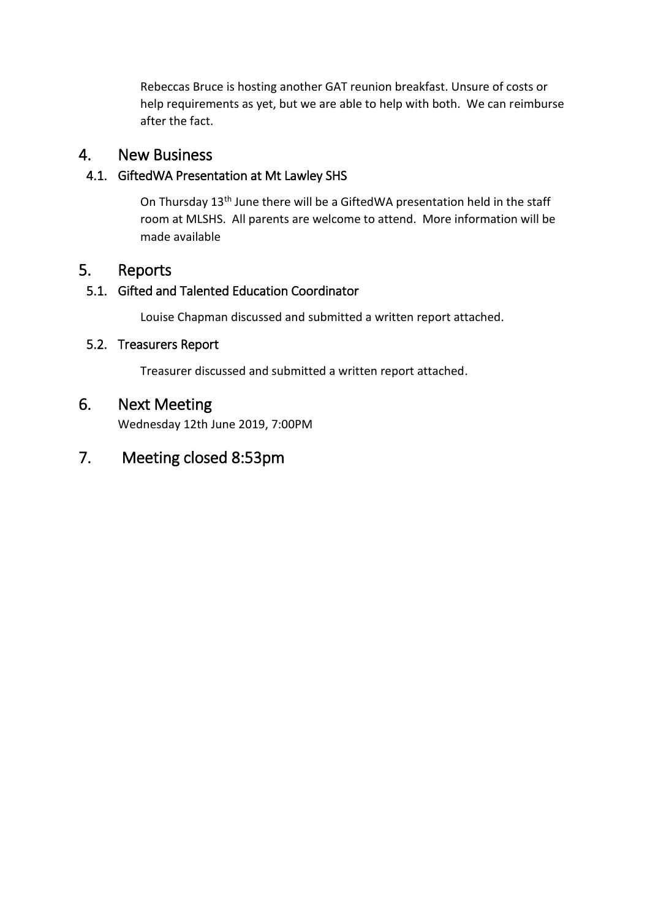Rebeccas Bruce is hosting another GAT reunion breakfast. Unsure of costs or help requirements as yet, but we are able to help with both. We can reimburse after the fact.

## 4. New Business

### 4.1. GiftedWA Presentation at Mt Lawley SHS

On Thursday 13th June there will be a GiftedWA presentation held in the staff room at MLSHS. All parents are welcome to attend. More information will be made available

## 5. Reports

### 5.1. Gifted and Talented Education Coordinator

Louise Chapman discussed and submitted a written report attached.

### 5.2. Treasurers Report

Treasurer discussed and submitted a written report attached.

## 6. Next Meeting

Wednesday 12th June 2019, 7:00PM

## 7. Meeting closed 8:53pm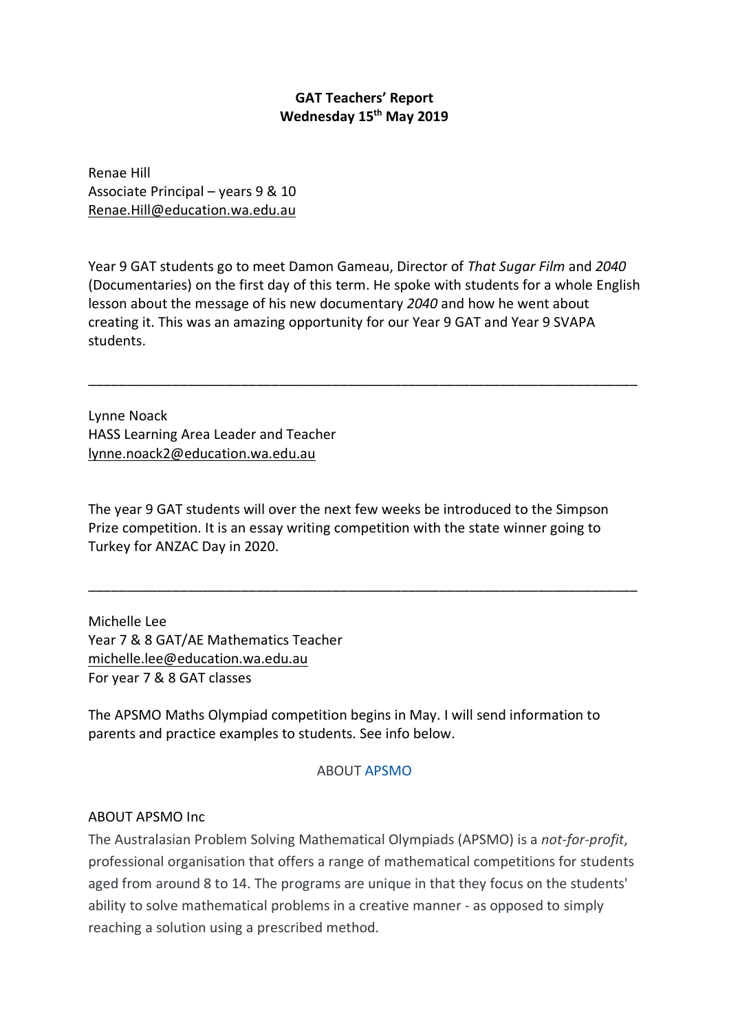**GAT Teachers' Report**
**Wednesday 15th May 2019**

Renae Hill
Associate Principal – years 9 & 10
Renae.Hill@education.wa.edu.au

Year 9 GAT students go to meet Damon Gameau, Director of *That Sugar Film* and *2040* (Documentaries) on the first day of this term. He spoke with students for a whole English lesson about the message of his new documentary *2040* and how he went about creating it. This was an amazing opportunity for our Year 9 GAT and Year 9 SVAPA students.

---

Lynne Noack
HASS Learning Area Leader and Teacher
lynne.noack2@education.wa.edu.au

The year 9 GAT students will over the next few weeks be introduced to the Simpson Prize competition. It is an essay writing competition with the state winner going to Turkey for ANZAC Day in 2020.

---

Michelle Lee
Year 7 & 8 GAT/AE Mathematics Teacher
michelle.lee@education.wa.edu.au
For year 7 & 8 GAT classes

The APSMO Maths Olympiad competition begins in May. I will send information to parents and practice examples to students. See info below.

ABOUT APSMO

ABOUT APSMO Inc

The Australasian Problem Solving Mathematical Olympiads (APSMO) is a *not-for-profit*, professional organisation that offers a range of mathematical competitions for students aged from around 8 to 14. The programs are unique in that they focus on the students' ability to solve mathematical problems in a creative manner - as opposed to simply reaching a solution using a prescribed method.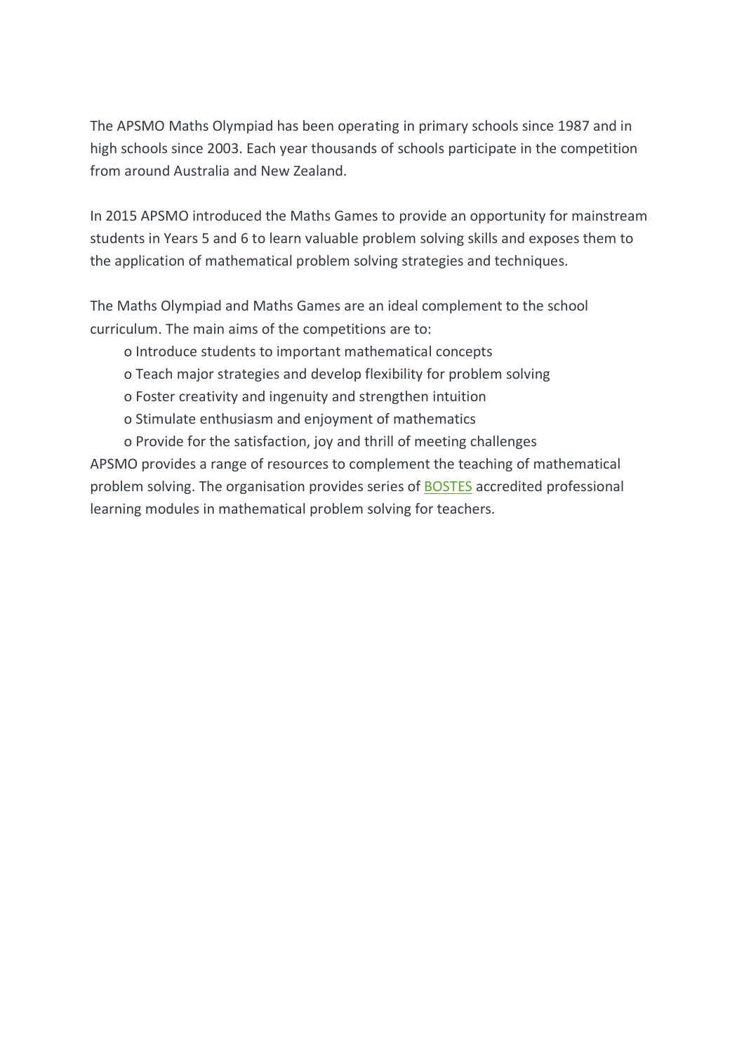The APSMO Maths Olympiad has been operating in primary schools since 1987 and in high schools since 2003. Each year thousands of schools participate in the competition from around Australia and New Zealand.

In 2015 APSMO introduced the Maths Games to provide an opportunity for mainstream students in Years 5 and 6 to learn valuable problem solving skills and exposes them to the application of mathematical problem solving strategies and techniques.

The Maths Olympiad and Maths Games are an ideal complement to the school curriculum. The main aims of the competitions are to:

- Introduce students to important mathematical concepts
- Teach major strategies and develop flexibility for problem solving
- Foster creativity and ingenuity and strengthen intuition
- Stimulate enthusiasm and enjoyment of mathematics
- Provide for the satisfaction, joy and thrill of meeting challenges

APSMO provides a range of resources to complement the teaching of mathematical problem solving. The organisation provides series of BOSTES accredited professional learning modules in mathematical problem solving for teachers.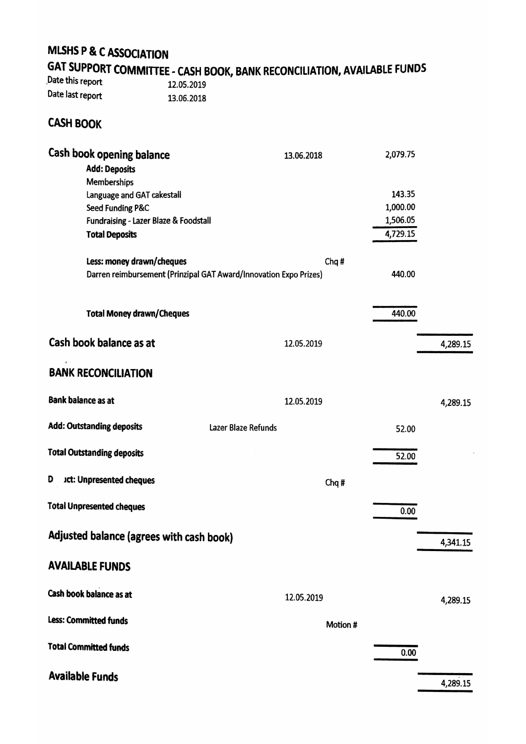# MLSHS P & C ASSOCIATION

## GAT SUPPORT COMMITTEE - CASH BOOK, BANK RECONCILIATION, AVAILABLE FUNDS

Date this report 12.05.2019

Date last report 13.06.2018

## CASH BOOK

| | | | |
|---|---|---|---|
| **Cash book opening balance** | 13.06.2018 | 2,079.75 | |
| **Add: Deposits** | | | |
| Memberships | | | |
| Language and GAT cakestall | | 143.35 | |
| Seed Funding P&C | | 1,000.00 | |
| Fundraising - Lazer Blaze & Foodstall | | 1,506.05 | |
| **Total Deposits** | | 4,729.15 | |
| **Less: money drawn/cheques** | Chq # | | |
| Darren reimbursement (Prinzipal GAT Award/Innovation Expo Prizes) | | 440.00 | |
| **Total Money drawn/Cheques** | | 440.00 | |
| **Cash book balance as at** | 12.05.2019 | | 4,289.15 |

## BANK RECONCILIATION

| | | | | |
|---|---|---|---|---|
| **Bank balance as at** | | 12.05.2019 | | 4,289.15 |
| **Add: Outstanding deposits** | Lazer Blaze Refunds | | 52.00 | |
| **Total Outstanding deposits** | | | 52.00 | |
| **D uct: Unpresented cheques** | | Chq # | | |
| **Total Unpresented cheques** | | | 0.00 | |
| **Adjusted balance (agrees with cash book)** | | | | 4,341.15 |

## AVAILABLE FUNDS

| | | | |
|---|---|---|---|
| **Cash book balance as at** | 12.05.2019 | | 4,289.15 |
| **Less: Committed funds** | Motion # | | |
| **Total Committed funds** | | 0.00 | |
| **Available Funds** | | | 4,289.15 |